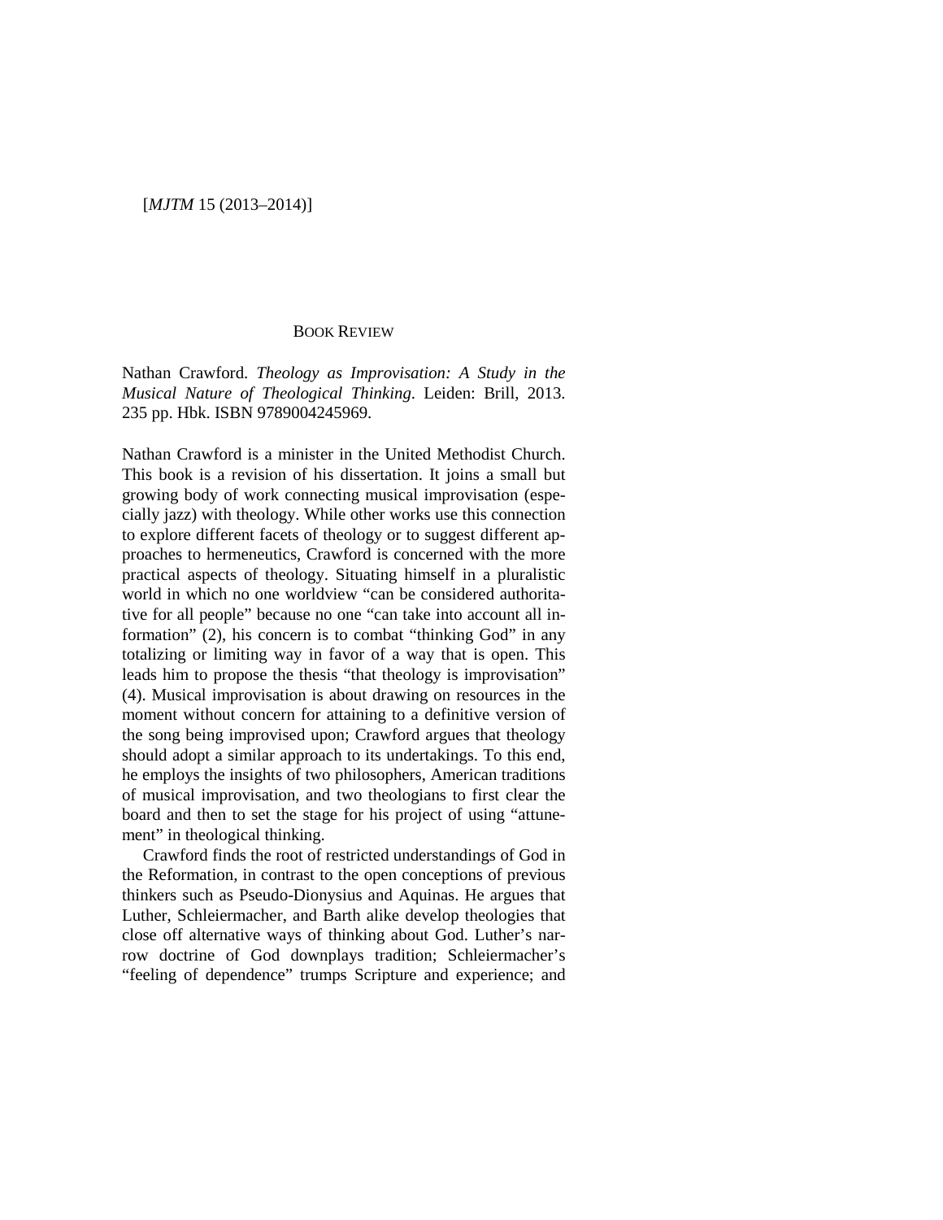BOOK REVIEW

Nathan Crawford. *Theology as Improvisation: A Study in the Musical Nature of Theological Thinking*. Leiden: Brill, 2013. 235 pp. Hbk. ISBN 9789004245969.

Nathan Crawford is a minister in the United Methodist Church. This book is a revision of his dissertation. It joins a small but growing body of work connecting musical improvisation (especially jazz) with theology. While other works use this connection to explore different facets of theology or to suggest different approaches to hermeneutics, Crawford is concerned with the more practical aspects of theology. Situating himself in a pluralistic world in which no one worldview "can be considered authoritative for all people" because no one "can take into account all information" (2), his concern is to combat "thinking God" in any totalizing or limiting way in favor of a way that is open. This leads him to propose the thesis "that theology is improvisation" (4). Musical improvisation is about drawing on resources in the moment without concern for attaining to a definitive version of the song being improvised upon; Crawford argues that theology should adopt a similar approach to its undertakings. To this end, he employs the insights of two philosophers, American traditions of musical improvisation, and two theologians to first clear the board and then to set the stage for his project of using "attunement" in theological thinking.

Crawford finds the root of restricted understandings of God in the Reformation, in contrast to the open conceptions of previous thinkers such as Pseudo-Dionysius and Aquinas. He argues that Luther, Schleiermacher, and Barth alike develop theologies that close off alternative ways of thinking about God. Luther's narrow doctrine of God downplays tradition; Schleiermacher's "feeling of dependence" trumps Scripture and experience; and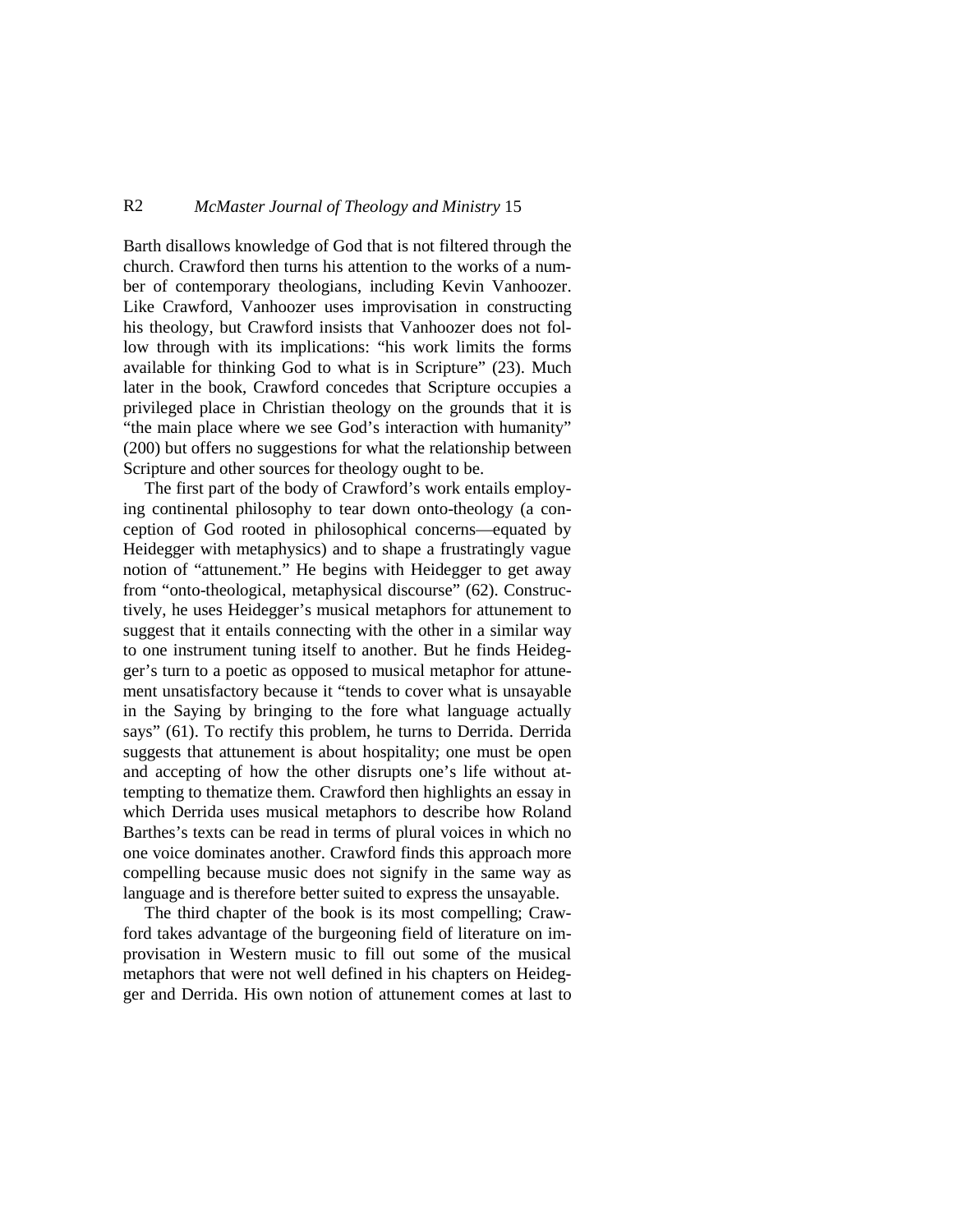Barth disallows knowledge of God that is not filtered through the church. Crawford then turns his attention to the works of a number of contemporary theologians, including Kevin Vanhoozer. Like Crawford, Vanhoozer uses improvisation in constructing his theology, but Crawford insists that Vanhoozer does not follow through with its implications: "his work limits the forms available for thinking God to what is in Scripture" (23). Much later in the book, Crawford concedes that Scripture occupies a privileged place in Christian theology on the grounds that it is "the main place where we see God's interaction with humanity" (200) but offers no suggestions for what the relationship between Scripture and other sources for theology ought to be.

The first part of the body of Crawford's work entails employing continental philosophy to tear down onto-theology (a conception of God rooted in philosophical concerns—equated by Heidegger with metaphysics) and to shape a frustratingly vague notion of "attunement." He begins with Heidegger to get away from "onto-theological, metaphysical discourse" (62). Constructively, he uses Heidegger's musical metaphors for attunement to suggest that it entails connecting with the other in a similar way to one instrument tuning itself to another. But he finds Heidegger's turn to a poetic as opposed to musical metaphor for attunement unsatisfactory because it "tends to cover what is unsayable in the Saying by bringing to the fore what language actually says" (61). To rectify this problem, he turns to Derrida. Derrida suggests that attunement is about hospitality; one must be open and accepting of how the other disrupts one's life without attempting to thematize them. Crawford then highlights an essay in which Derrida uses musical metaphors to describe how Roland Barthes's texts can be read in terms of plural voices in which no one voice dominates another. Crawford finds this approach more compelling because music does not signify in the same way as language and is therefore better suited to express the unsayable.

The third chapter of the book is its most compelling; Crawford takes advantage of the burgeoning field of literature on improvisation in Western music to fill out some of the musical metaphors that were not well defined in his chapters on Heidegger and Derrida. His own notion of attunement comes at last to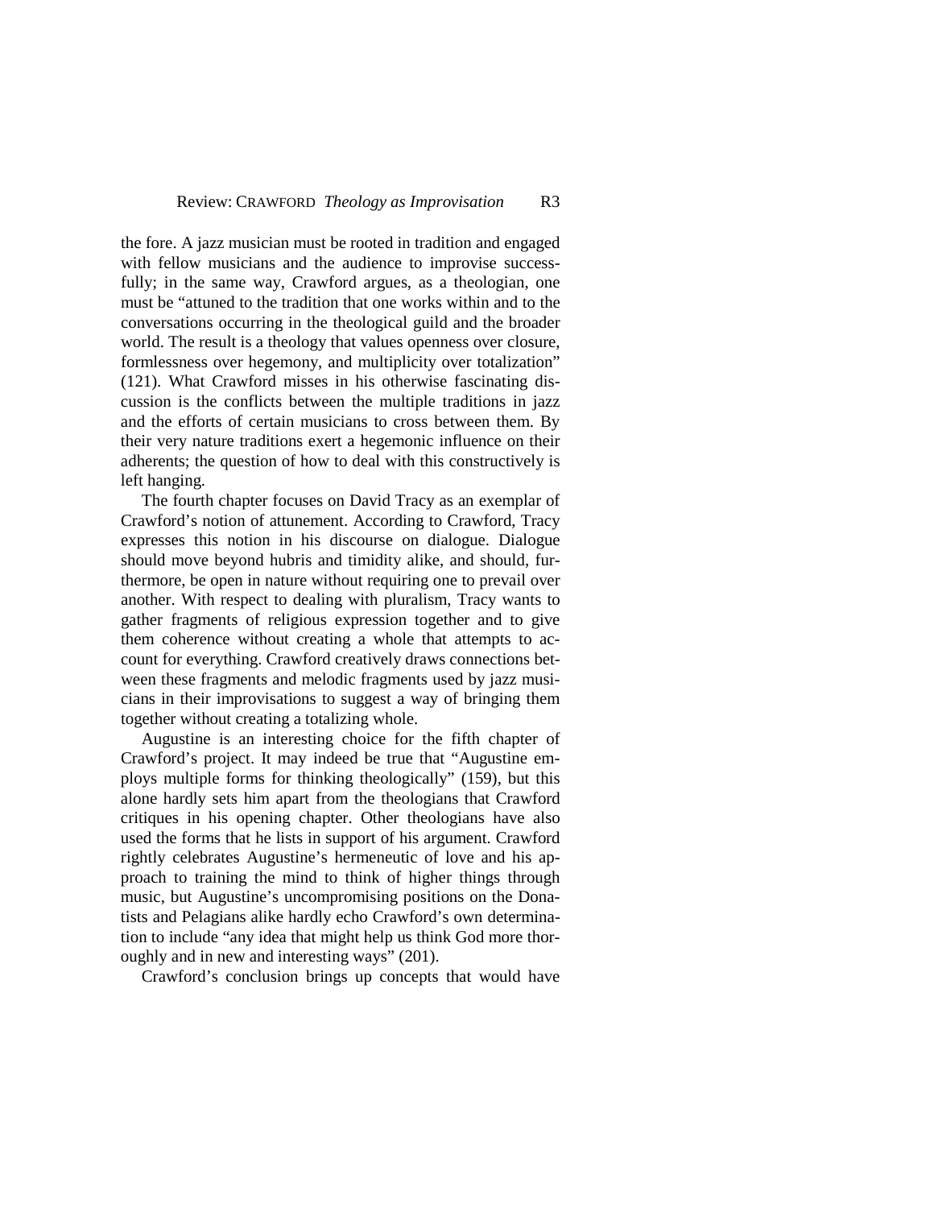the fore. A jazz musician must be rooted in tradition and engaged with fellow musicians and the audience to improvise successfully; in the same way, Crawford argues, as a theologian, one must be "attuned to the tradition that one works within and to the conversations occurring in the theological guild and the broader world. The result is a theology that values openness over closure, formlessness over hegemony, and multiplicity over totalization" (121). What Crawford misses in his otherwise fascinating discussion is the conflicts between the multiple traditions in jazz and the efforts of certain musicians to cross between them. By their very nature traditions exert a hegemonic influence on their adherents; the question of how to deal with this constructively is left hanging.

The fourth chapter focuses on David Tracy as an exemplar of Crawford's notion of attunement. According to Crawford, Tracy expresses this notion in his discourse on dialogue. Dialogue should move beyond hubris and timidity alike, and should, furthermore, be open in nature without requiring one to prevail over another. With respect to dealing with pluralism, Tracy wants to gather fragments of religious expression together and to give them coherence without creating a whole that attempts to account for everything. Crawford creatively draws connections between these fragments and melodic fragments used by jazz musicians in their improvisations to suggest a way of bringing them together without creating a totalizing whole.

Augustine is an interesting choice for the fifth chapter of Crawford's project. It may indeed be true that "Augustine employs multiple forms for thinking theologically" (159), but this alone hardly sets him apart from the theologians that Crawford critiques in his opening chapter. Other theologians have also used the forms that he lists in support of his argument. Crawford rightly celebrates Augustine's hermeneutic of love and his approach to training the mind to think of higher things through music, but Augustine's uncompromising positions on the Donatists and Pelagians alike hardly echo Crawford's own determination to include "any idea that might help us think God more thoroughly and in new and interesting ways" (201).

Crawford's conclusion brings up concepts that would have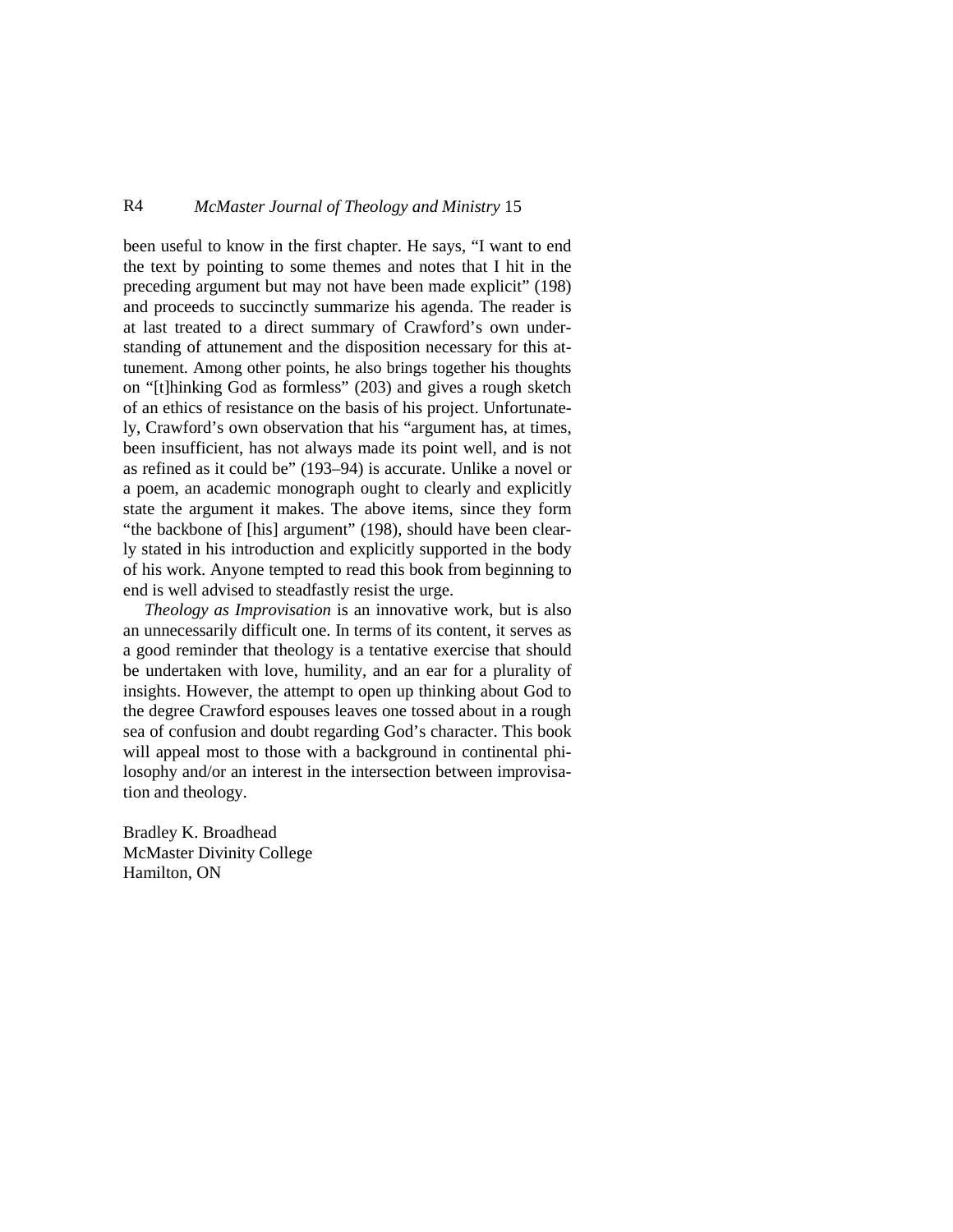been useful to know in the first chapter. He says, "I want to end the text by pointing to some themes and notes that I hit in the preceding argument but may not have been made explicit" (198) and proceeds to succinctly summarize his agenda. The reader is at last treated to a direct summary of Crawford's own understanding of attunement and the disposition necessary for this attunement. Among other points, he also brings together his thoughts on "[t]hinking God as formless" (203) and gives a rough sketch of an ethics of resistance on the basis of his project. Unfortunately, Crawford's own observation that his "argument has, at times, been insufficient, has not always made its point well, and is not as refined as it could be" (193–94) is accurate. Unlike a novel or a poem, an academic monograph ought to clearly and explicitly state the argument it makes. The above items, since they form "the backbone of [his] argument" (198), should have been clearly stated in his introduction and explicitly supported in the body of his work. Anyone tempted to read this book from beginning to end is well advised to steadfastly resist the urge.

*Theology as Improvisation* is an innovative work, but is also an unnecessarily difficult one. In terms of its content, it serves as a good reminder that theology is a tentative exercise that should be undertaken with love, humility, and an ear for a plurality of insights. However, the attempt to open up thinking about God to the degree Crawford espouses leaves one tossed about in a rough sea of confusion and doubt regarding God's character. This book will appeal most to those with a background in continental philosophy and/or an interest in the intersection between improvisation and theology.

Bradley K. Broadhead
McMaster Divinity College
Hamilton, ON